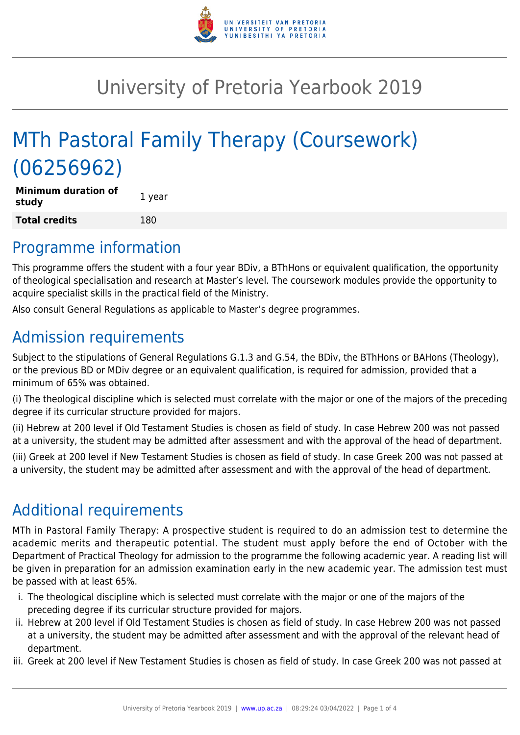# University of Pretoria Yearbook 2019

# MTh Pastoral Family Therapy (Coursework) (06256962)

| **Minimum duration of study** | 1 year |
| --- | --- |
| **Total credits** | 180 |

## Programme information

This programme offers the student with a four year BDiv, a BThHons or equivalent qualification, the opportunity of theological specialisation and research at Master's level. The coursework modules provide the opportunity to acquire specialist skills in the practical field of the Ministry.

Also consult General Regulations as applicable to Master's degree programmes.

## Admission requirements

Subject to the stipulations of General Regulations G.1.3 and G.54, the BDiv, the BThHons or BAHons (Theology), or the previous BD or MDiv degree or an equivalent qualification, is required for admission, provided that a minimum of 65% was obtained.

(i) The theological discipline which is selected must correlate with the major or one of the majors of the preceding degree if its curricular structure provided for majors.

(ii) Hebrew at 200 level if Old Testament Studies is chosen as field of study. In case Hebrew 200 was not passed at a university, the student may be admitted after assessment and with the approval of the head of department.

(iii) Greek at 200 level if New Testament Studies is chosen as field of study. In case Greek 200 was not passed at a university, the student may be admitted after assessment and with the approval of the head of department.

## Additional requirements

MTh in Pastoral Family Therapy: A prospective student is required to do an admission test to determine the academic merits and therapeutic potential. The student must apply before the end of October with the Department of Practical Theology for admission to the programme the following academic year. A reading list will be given in preparation for an admission examination early in the new academic year. The admission test must be passed with at least 65%.

i. The theological discipline which is selected must correlate with the major or one of the majors of the preceding degree if its curricular structure provided for majors.
ii. Hebrew at 200 level if Old Testament Studies is chosen as field of study. In case Hebrew 200 was not passed at a university, the student may be admitted after assessment and with the approval of the relevant head of department.
iii. Greek at 200 level if New Testament Studies is chosen as field of study. In case Greek 200 was not passed at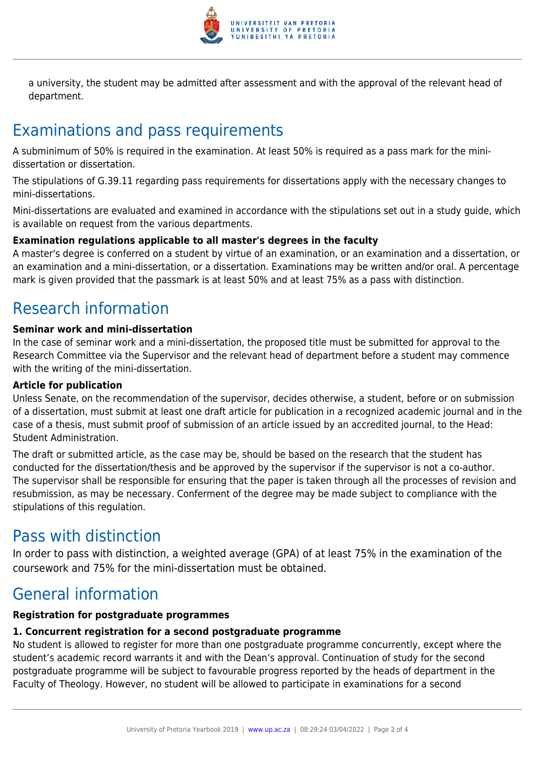a university, the student may be admitted after assessment and with the approval of the relevant head of department.

## Examinations and pass requirements

A subminimum of 50% is required in the examination. At least 50% is required as a pass mark for the mini-dissertation or dissertation.

The stipulations of G.39.11 regarding pass requirements for dissertations apply with the necessary changes to mini-dissertations.

Mini-dissertations are evaluated and examined in accordance with the stipulations set out in a study guide, which is available on request from the various departments.

**Examination regulations applicable to all master's degrees in the faculty**
A master's degree is conferred on a student by virtue of an examination, or an examination and a dissertation, or an examination and a mini-dissertation, or a dissertation. Examinations may be written and/or oral. A percentage mark is given provided that the passmark is at least 50% and at least 75% as a pass with distinction.

## Research information

**Seminar work and mini-dissertation**
In the case of seminar work and a mini-dissertation, the proposed title must be submitted for approval to the Research Committee via the Supervisor and the relevant head of department before a student may commence with the writing of the mini-dissertation.

**Article for publication**
Unless Senate, on the recommendation of the supervisor, decides otherwise, a student, before or on submission of a dissertation, must submit at least one draft article for publication in a recognized academic journal and in the case of a thesis, must submit proof of submission of an article issued by an accredited journal, to the Head: Student Administration.

The draft or submitted article, as the case may be, should be based on the research that the student has conducted for the dissertation/thesis and be approved by the supervisor if the supervisor is not a co-author. The supervisor shall be responsible for ensuring that the paper is taken through all the processes of revision and resubmission, as may be necessary. Conferment of the degree may be made subject to compliance with the stipulations of this regulation.

## Pass with distinction

In order to pass with distinction, a weighted average (GPA) of at least 75% in the examination of the coursework and 75% for the mini-dissertation must be obtained.

## General information

**Registration for postgraduate programmes**

**1. Concurrent registration for a second postgraduate programme**
No student is allowed to register for more than one postgraduate programme concurrently, except where the student's academic record warrants it and with the Dean's approval. Continuation of study for the second postgraduate programme will be subject to favourable progress reported by the heads of department in the Faculty of Theology. However, no student will be allowed to participate in examinations for a second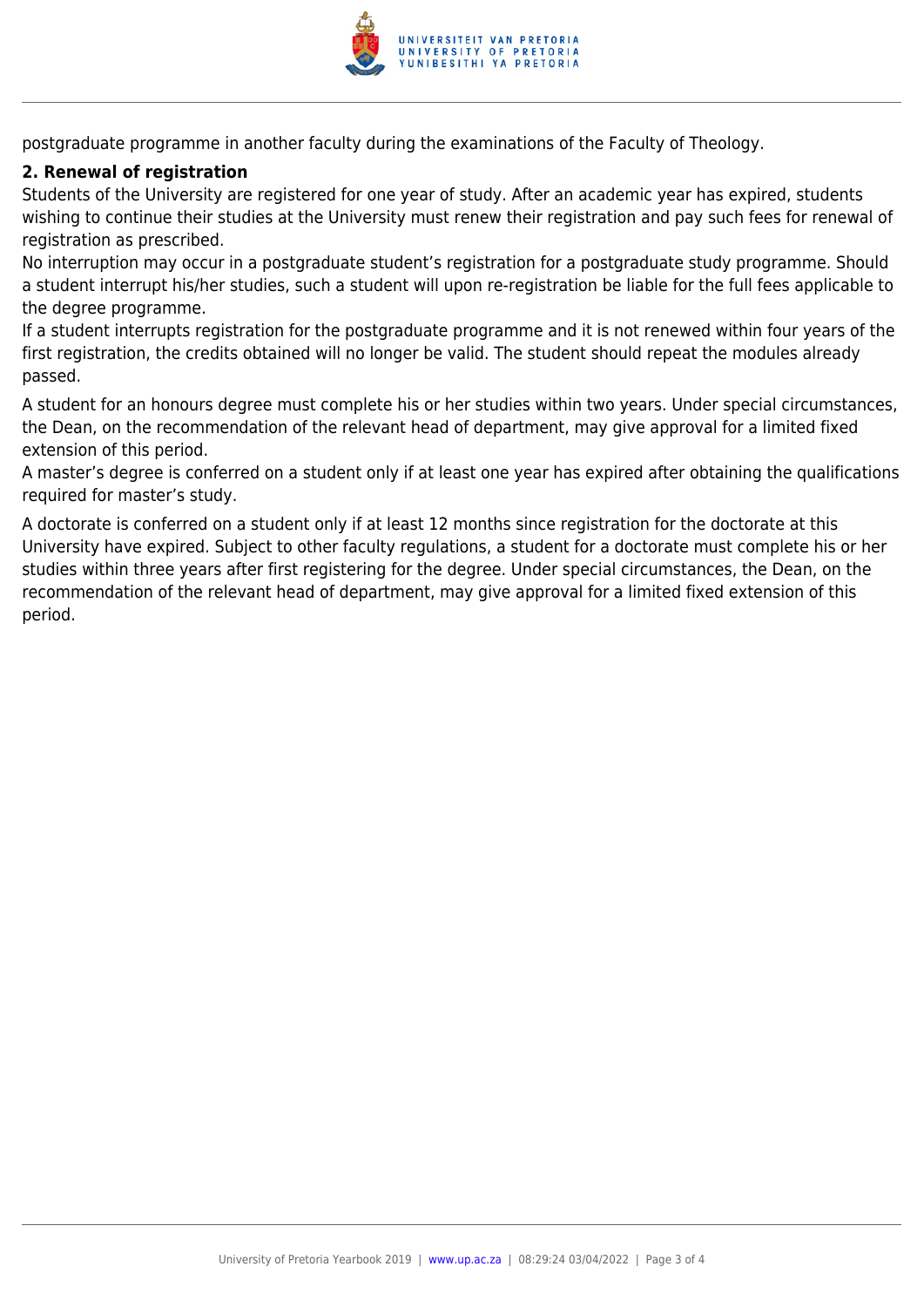postgraduate programme in another faculty during the examinations of the Faculty of Theology.

### 2. Renewal of registration

Students of the University are registered for one year of study. After an academic year has expired, students wishing to continue their studies at the University must renew their registration and pay such fees for renewal of registration as prescribed.

No interruption may occur in a postgraduate student's registration for a postgraduate study programme. Should a student interrupt his/her studies, such a student will upon re-registration be liable for the full fees applicable to the degree programme.

If a student interrupts registration for the postgraduate programme and it is not renewed within four years of the first registration, the credits obtained will no longer be valid. The student should repeat the modules already passed.

A student for an honours degree must complete his or her studies within two years. Under special circumstances, the Dean, on the recommendation of the relevant head of department, may give approval for a limited fixed extension of this period.

A master's degree is conferred on a student only if at least one year has expired after obtaining the qualifications required for master's study.

A doctorate is conferred on a student only if at least 12 months since registration for the doctorate at this University have expired. Subject to other faculty regulations, a student for a doctorate must complete his or her studies within three years after first registering for the degree. Under special circumstances, the Dean, on the recommendation of the relevant head of department, may give approval for a limited fixed extension of this period.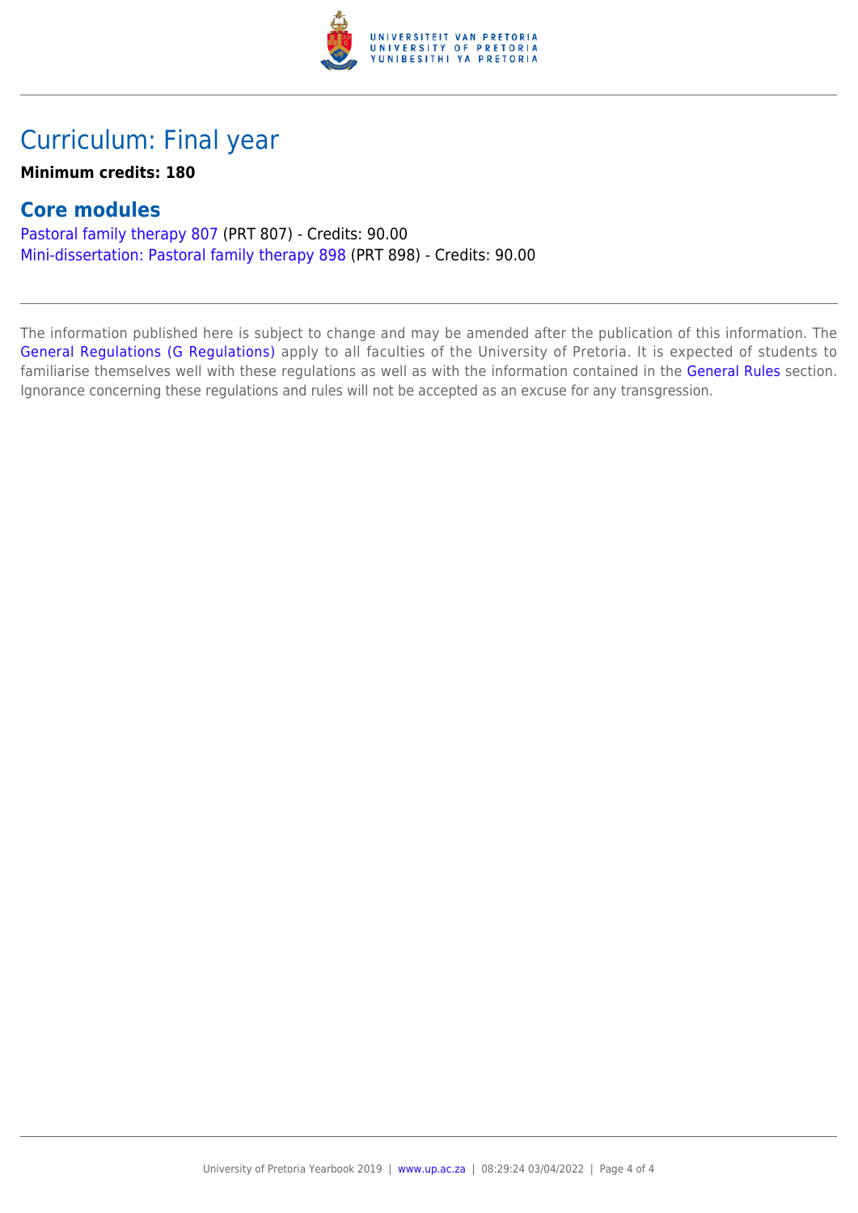## Curriculum: Final year

**Minimum credits: 180**

### Core modules

Pastoral family therapy 807 (PRT 807) - Credits: 90.00
Mini-dissertation: Pastoral family therapy 898 (PRT 898) - Credits: 90.00

---

The information published here is subject to change and may be amended after the publication of this information. The General Regulations (G Regulations) apply to all faculties of the University of Pretoria. It is expected of students to familiarise themselves well with these regulations as well as with the information contained in the General Rules section. Ignorance concerning these regulations and rules will not be accepted as an excuse for any transgression.